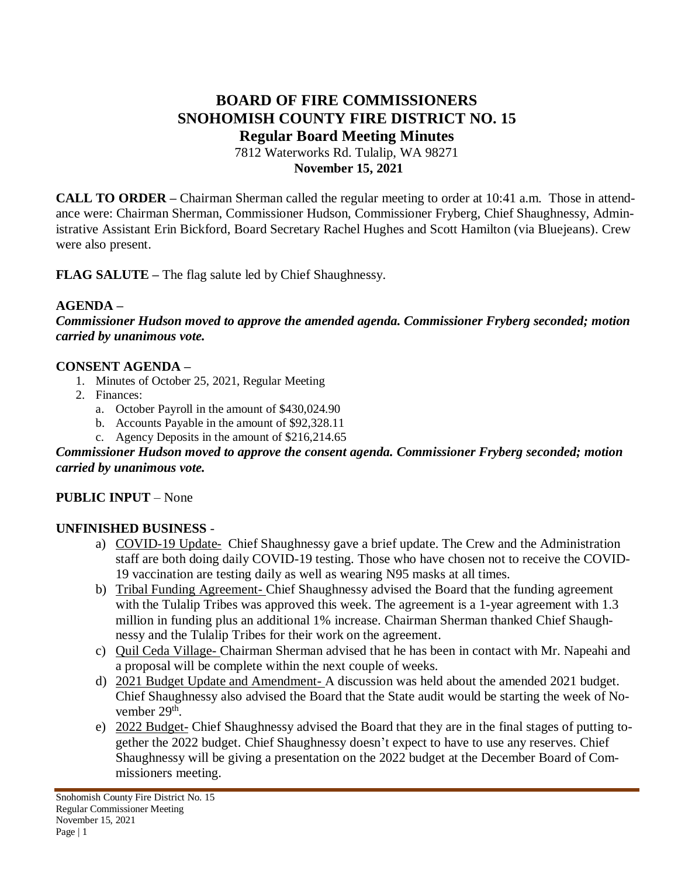# BOARD OF FIRE COMMISSIONERS
# SNOHOMISH COUNTY FIRE DISTRICT NO. 15
## Regular Board Meeting Minutes

7812 Waterworks Rd. Tulalip, WA 98271

**November 15, 2021**

**CALL TO ORDER –** Chairman Sherman called the regular meeting to order at 10:41 a.m. Those in attendance were: Chairman Sherman, Commissioner Hudson, Commissioner Fryberg, Chief Shaughnessy, Administrative Assistant Erin Bickford, Board Secretary Rachel Hughes and Scott Hamilton (via Bluejeans). Crew were also present.

**FLAG SALUTE –** The flag salute led by Chief Shaughnessy.

**AGENDA –**

***Commissioner Hudson moved to approve the amended agenda. Commissioner Fryberg seconded; motion carried by unanimous vote.***

**CONSENT AGENDA –**

1. Minutes of October 25, 2021, Regular Meeting
2. Finances:
   a. October Payroll in the amount of $430,024.90
   b. Accounts Payable in the amount of $92,328.11
   c. Agency Deposits in the amount of $216,214.65

***Commissioner Hudson moved to approve the consent agenda. Commissioner Fryberg seconded; motion carried by unanimous vote.***

**PUBLIC INPUT** – None

**UNFINISHED BUSINESS** -

a) COVID-19 Update- Chief Shaughnessy gave a brief update. The Crew and the Administration staff are both doing daily COVID-19 testing. Those who have chosen not to receive the COVID-19 vaccination are testing daily as well as wearing N95 masks at all times.

b) Tribal Funding Agreement- Chief Shaughnessy advised the Board that the funding agreement with the Tulalip Tribes was approved this week. The agreement is a 1-year agreement with 1.3 million in funding plus an additional 1% increase. Chairman Sherman thanked Chief Shaughnessy and the Tulalip Tribes for their work on the agreement.

c) Quil Ceda Village- Chairman Sherman advised that he has been in contact with Mr. Napeahi and a proposal will be complete within the next couple of weeks.

d) 2021 Budget Update and Amendment- A discussion was held about the amended 2021 budget. Chief Shaughnessy also advised the Board that the State audit would be starting the week of November 29th.

e) 2022 Budget- Chief Shaughnessy advised the Board that they are in the final stages of putting together the 2022 budget. Chief Shaughnessy doesn't expect to have to use any reserves. Chief Shaughnessy will be giving a presentation on the 2022 budget at the December Board of Commissioners meeting.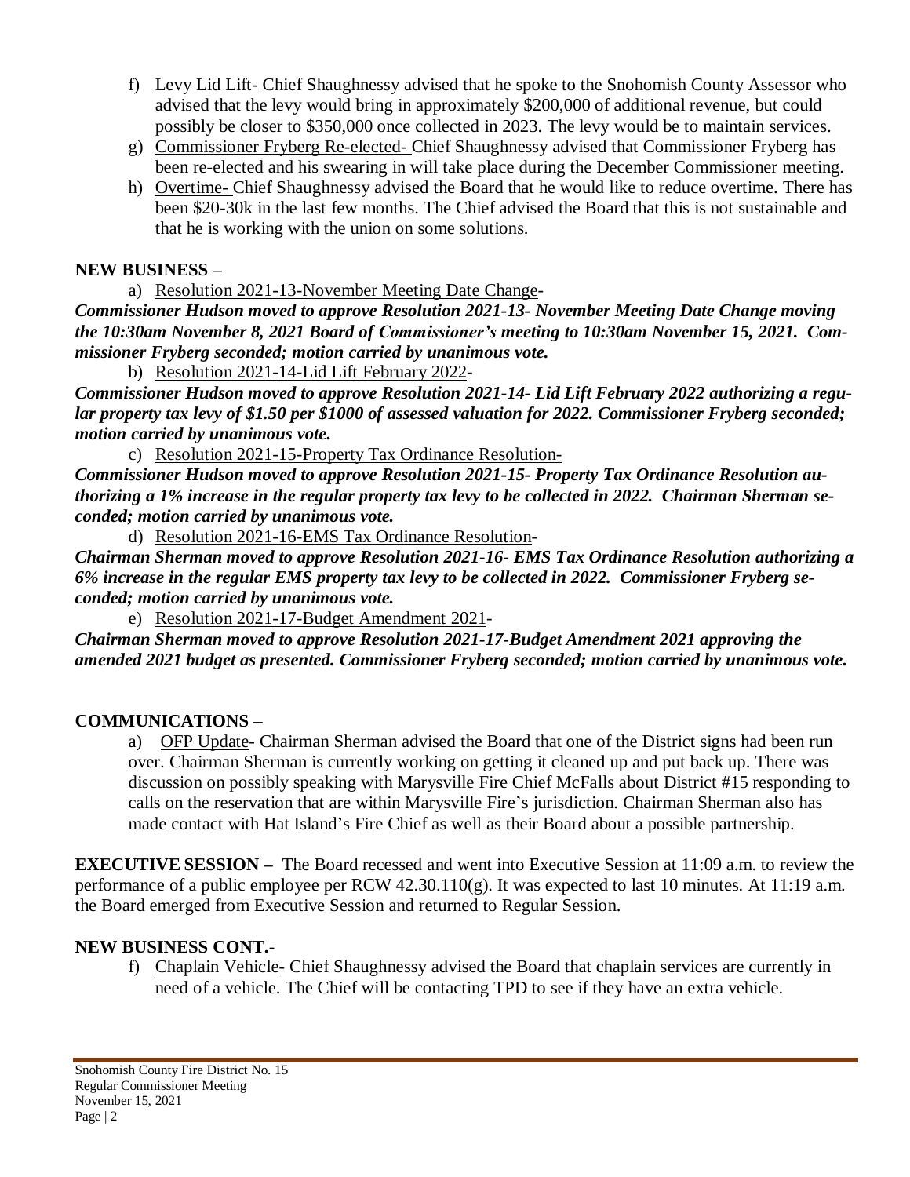f) Levy Lid Lift- Chief Shaughnessy advised that he spoke to the Snohomish County Assessor who advised that the levy would bring in approximately $200,000 of additional revenue, but could possibly be closer to $350,000 once collected in 2023. The levy would be to maintain services.
g) Commissioner Fryberg Re-elected- Chief Shaughnessy advised that Commissioner Fryberg has been re-elected and his swearing in will take place during the December Commissioner meeting.
h) Overtime- Chief Shaughnessy advised the Board that he would like to reduce overtime. There has been $20-30k in the last few months. The Chief advised the Board that this is not sustainable and that he is working with the union on some solutions.

**NEW BUSINESS –**

a) Resolution 2021-13-November Meeting Date Change-

***Commissioner Hudson moved to approve Resolution 2021-13- November Meeting Date Change moving the 10:30am November 8, 2021 Board of Commissioner's meeting to 10:30am November 15, 2021. Commissioner Fryberg seconded; motion carried by unanimous vote.***

b) Resolution 2021-14-Lid Lift February 2022-

***Commissioner Hudson moved to approve Resolution 2021-14- Lid Lift February 2022 authorizing a regular property tax levy of $1.50 per $1000 of assessed valuation for 2022. Commissioner Fryberg seconded; motion carried by unanimous vote.***

c) Resolution 2021-15-Property Tax Ordinance Resolution-

***Commissioner Hudson moved to approve Resolution 2021-15- Property Tax Ordinance Resolution authorizing a 1% increase in the regular property tax levy to be collected in 2022. Chairman Sherman seconded; motion carried by unanimous vote.***

d) Resolution 2021-16-EMS Tax Ordinance Resolution-

***Chairman Sherman moved to approve Resolution 2021-16- EMS Tax Ordinance Resolution authorizing a 6% increase in the regular EMS property tax levy to be collected in 2022. Commissioner Fryberg seconded; motion carried by unanimous vote.***

e) Resolution 2021-17-Budget Amendment 2021-

***Chairman Sherman moved to approve Resolution 2021-17-Budget Amendment 2021 approving the amended 2021 budget as presented. Commissioner Fryberg seconded; motion carried by unanimous vote.***

**COMMUNICATIONS –**

a) OFP Update- Chairman Sherman advised the Board that one of the District signs had been run over. Chairman Sherman is currently working on getting it cleaned up and put back up. There was discussion on possibly speaking with Marysville Fire Chief McFalls about District #15 responding to calls on the reservation that are within Marysville Fire's jurisdiction. Chairman Sherman also has made contact with Hat Island's Fire Chief as well as their Board about a possible partnership.

**EXECUTIVE SESSION –** The Board recessed and went into Executive Session at 11:09 a.m. to review the performance of a public employee per RCW 42.30.110(g). It was expected to last 10 minutes. At 11:19 a.m. the Board emerged from Executive Session and returned to Regular Session.

**NEW BUSINESS CONT.-**

f) Chaplain Vehicle- Chief Shaughnessy advised the Board that chaplain services are currently in need of a vehicle. The Chief will be contacting TPD to see if they have an extra vehicle.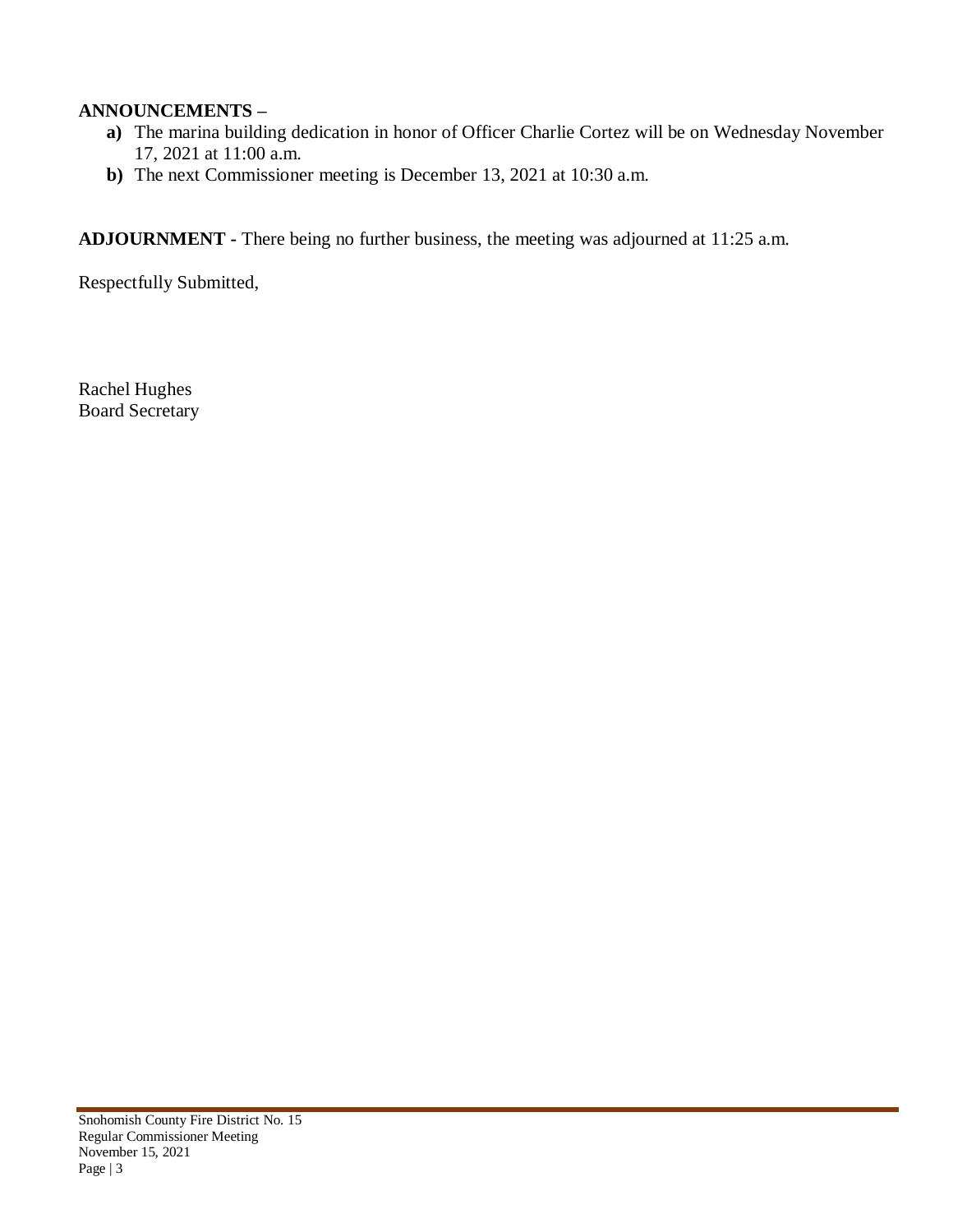**ANNOUNCEMENTS –**

- **a)** The marina building dedication in honor of Officer Charlie Cortez will be on Wednesday November 17, 2021 at 11:00 a.m.
- **b)** The next Commissioner meeting is December 13, 2021 at 10:30 a.m.

**ADJOURNMENT -** There being no further business, the meeting was adjourned at 11:25 a.m.

Respectfully Submitted,

Rachel Hughes
Board Secretary